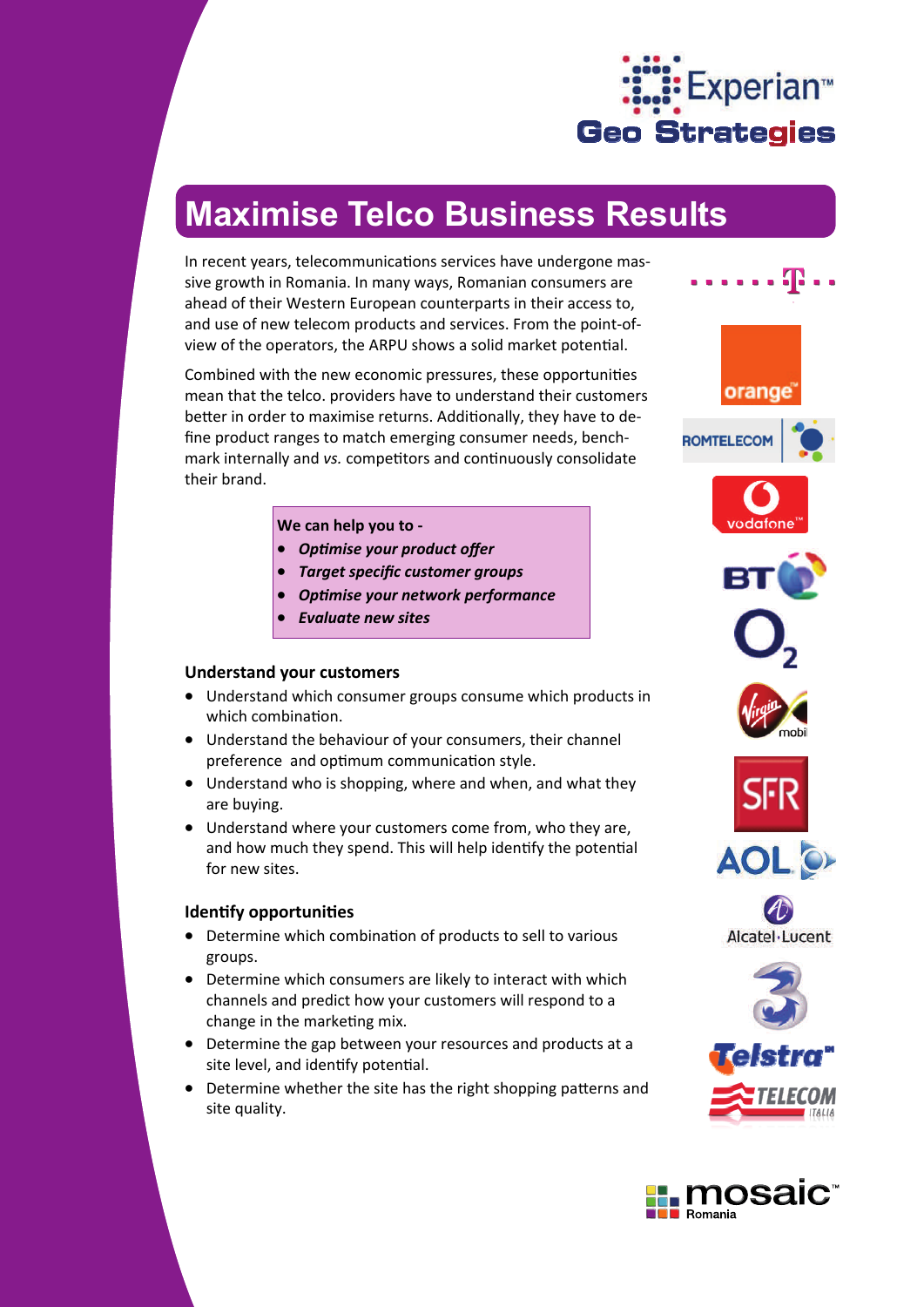Experian™ Geo Strategies

# Maximise Telco Business Results

In recent years, telecommunications services have undergone massive growth in Romania. In many ways, Romanian consumers are ahead of their Western European counterparts in their access to, and use of new telecom products and services. From the point-of-view of the operators, the ARPU shows a solid market potential.

Combined with the new economic pressures, these opportunities mean that the telco. providers have to understand their customers better in order to maximise returns. Additionally, they have to define product ranges to match emerging consumer needs, benchmark internally and *vs.* competitors and continuously consolidate their brand.

**We can help you to -**

- ***Optimise your product offer***
- ***Target specific customer groups***
- ***Optimise your network performance***
- ***Evaluate new sites***

### Understand your customers

- Understand which consumer groups consume which products in which combination.
- Understand the behaviour of your consumers, their channel preference and optimum communication style.
- Understand who is shopping, where and when, and what they are buying.
- Understand where your customers come from, who they are, and how much they spend. This will help identify the potential for new sites.

### Identify opportunities

- Determine which combination of products to sell to various groups.
- Determine which consumers are likely to interact with which channels and predict how your customers will respond to a change in the marketing mix.
- Determine the gap between your resources and products at a site level, and identify potential.
- Determine whether the site has the right shopping patterns and site quality.

mosaic™ Romania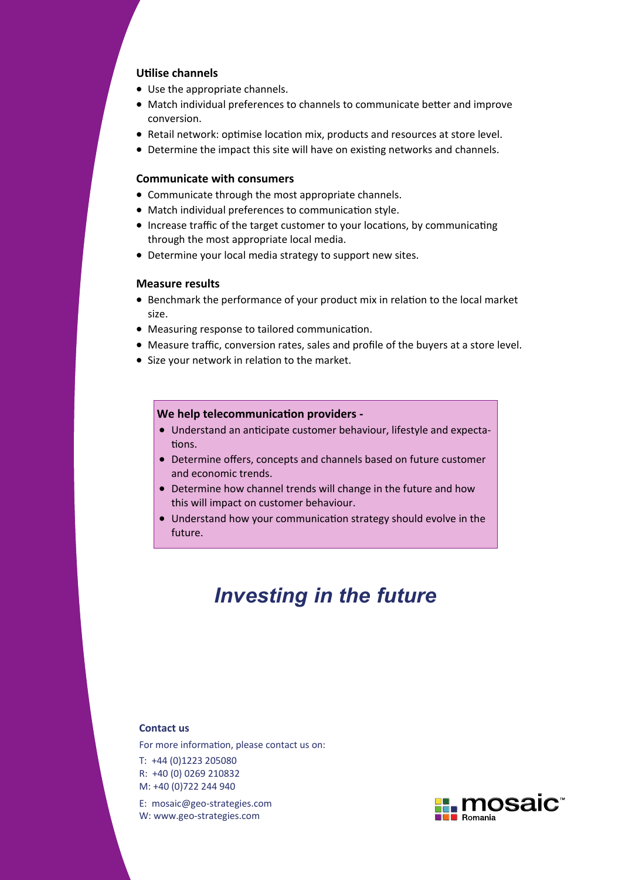### Utilise channels

- Use the appropriate channels.
- Match individual preferences to channels to communicate better and improve conversion.
- Retail network: optimise location mix, products and resources at store level.
- Determine the impact this site will have on existing networks and channels.

### Communicate with consumers

- Communicate through the most appropriate channels.
- Match individual preferences to communication style.
- Increase traffic of the target customer to your locations, by communicating through the most appropriate local media.
- Determine your local media strategy to support new sites.

### Measure results

- Benchmark the performance of your product mix in relation to the local market size.
- Measuring response to tailored communication.
- Measure traffic, conversion rates, sales and profile of the buyers at a store level.
- Size your network in relation to the market.

**We help telecommunication providers -**

- Understand an anticipate customer behaviour, lifestyle and expectations.
- Determine offers, concepts and channels based on future customer and economic trends.
- Determine how channel trends will change in the future and how this will impact on customer behaviour.
- Understand how your communication strategy should evolve in the future.

## *Investing in the future*

**Contact us**

For more information, please contact us on:

T: +44 (0)1223 205080
R: +40 (0) 0269 210832
M: +40 (0)722 244 940

E: mosaic@geo-strategies.com
W: www.geo-strategies.com

mosaic™ Romania